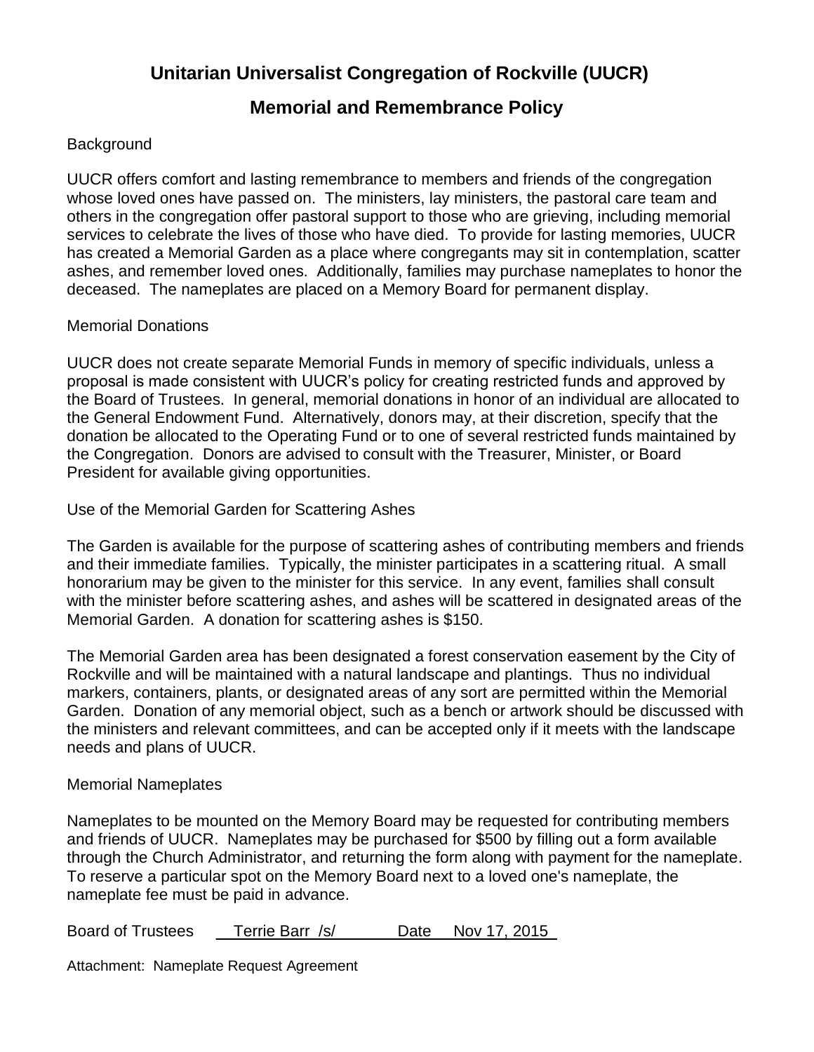# Unitarian Universalist Congregation of Rockville (UUCR)

## Memorial and Remembrance Policy

### Background

UUCR offers comfort and lasting remembrance to members and friends of the congregation whose loved ones have passed on. The ministers, lay ministers, the pastoral care team and others in the congregation offer pastoral support to those who are grieving, including memorial services to celebrate the lives of those who have died. To provide for lasting memories, UUCR has created a Memorial Garden as a place where congregants may sit in contemplation, scatter ashes, and remember loved ones. Additionally, families may purchase nameplates to honor the deceased. The nameplates are placed on a Memory Board for permanent display.

### Memorial Donations

UUCR does not create separate Memorial Funds in memory of specific individuals, unless a proposal is made consistent with UUCR's policy for creating restricted funds and approved by the Board of Trustees. In general, memorial donations in honor of an individual are allocated to the General Endowment Fund. Alternatively, donors may, at their discretion, specify that the donation be allocated to the Operating Fund or to one of several restricted funds maintained by the Congregation. Donors are advised to consult with the Treasurer, Minister, or Board President for available giving opportunities.

### Use of the Memorial Garden for Scattering Ashes

The Garden is available for the purpose of scattering ashes of contributing members and friends and their immediate families. Typically, the minister participates in a scattering ritual. A small honorarium may be given to the minister for this service. In any event, families shall consult with the minister before scattering ashes, and ashes will be scattered in designated areas of the Memorial Garden. A donation for scattering ashes is $150.

The Memorial Garden area has been designated a forest conservation easement by the City of Rockville and will be maintained with a natural landscape and plantings. Thus no individual markers, containers, plants, or designated areas of any sort are permitted within the Memorial Garden. Donation of any memorial object, such as a bench or artwork should be discussed with the ministers and relevant committees, and can be accepted only if it meets with the landscape needs and plans of UUCR.

### Memorial Nameplates

Nameplates to be mounted on the Memory Board may be requested for contributing members and friends of UUCR. Nameplates may be purchased for $500 by filling out a form available through the Church Administrator, and returning the form along with payment for the nameplate. To reserve a particular spot on the Memory Board next to a loved one's nameplate, the nameplate fee must be paid in advance.

Board of Trustees Terrie Barr /s/ Date Nov 17, 2015

Attachment: Nameplate Request Agreement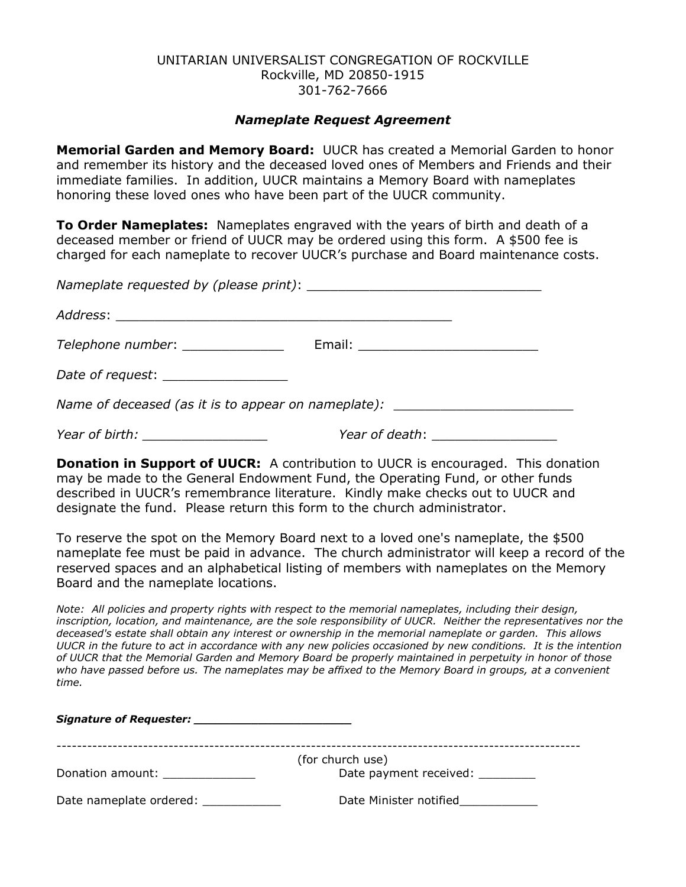UNITARIAN UNIVERSALIST CONGREGATION OF ROCKVILLE
Rockville, MD 20850-1915
301-762-7666

## *Nameplate Request Agreement*

**Memorial Garden and Memory Board:** UUCR has created a Memorial Garden to honor and remember its history and the deceased loved ones of Members and Friends and their immediate families. In addition, UUCR maintains a Memory Board with nameplates honoring these loved ones who have been part of the UUCR community.

**To Order Nameplates:** Nameplates engraved with the years of birth and death of a deceased member or friend of UUCR may be ordered using this form. A $500 fee is charged for each nameplate to recover UUCR's purchase and Board maintenance costs.

*Nameplate requested by (please print)*: ______________________________

*Address*: ____________________________________________

*Telephone number*: _____________ Email: _______________________

*Date of request*: ________________

*Name of deceased (as it is to appear on nameplate):* _______________________

*Year of birth:* ________________ *Year of death*: ________________

**Donation in Support of UUCR:** A contribution to UUCR is encouraged. This donation may be made to the General Endowment Fund, the Operating Fund, or other funds described in UUCR's remembrance literature. Kindly make checks out to UUCR and designate the fund. Please return this form to the church administrator.

To reserve the spot on the Memory Board next to a loved one's nameplate, the $500 nameplate fee must be paid in advance. The church administrator will keep a record of the reserved spaces and an alphabetical listing of members with nameplates on the Memory Board and the nameplate locations.

*Note: All policies and property rights with respect to the memorial nameplates, including their design, inscription, location, and maintenance, are the sole responsibility of UUCR. Neither the representatives nor the deceased's estate shall obtain any interest or ownership in the memorial nameplate or garden. This allows UUCR in the future to act in accordance with any new policies occasioned by new conditions. It is the intention of UUCR that the Memorial Garden and Memory Board be properly maintained in perpetuity in honor of those who have passed before us. The nameplates may be affixed to the Memory Board in groups, at a convenient time.*

***Signature of Requester:*** ______________________

---

(for church use)

Donation amount: _____________ Date payment received: ________

Date nameplate ordered: ___________ Date Minister notified___________